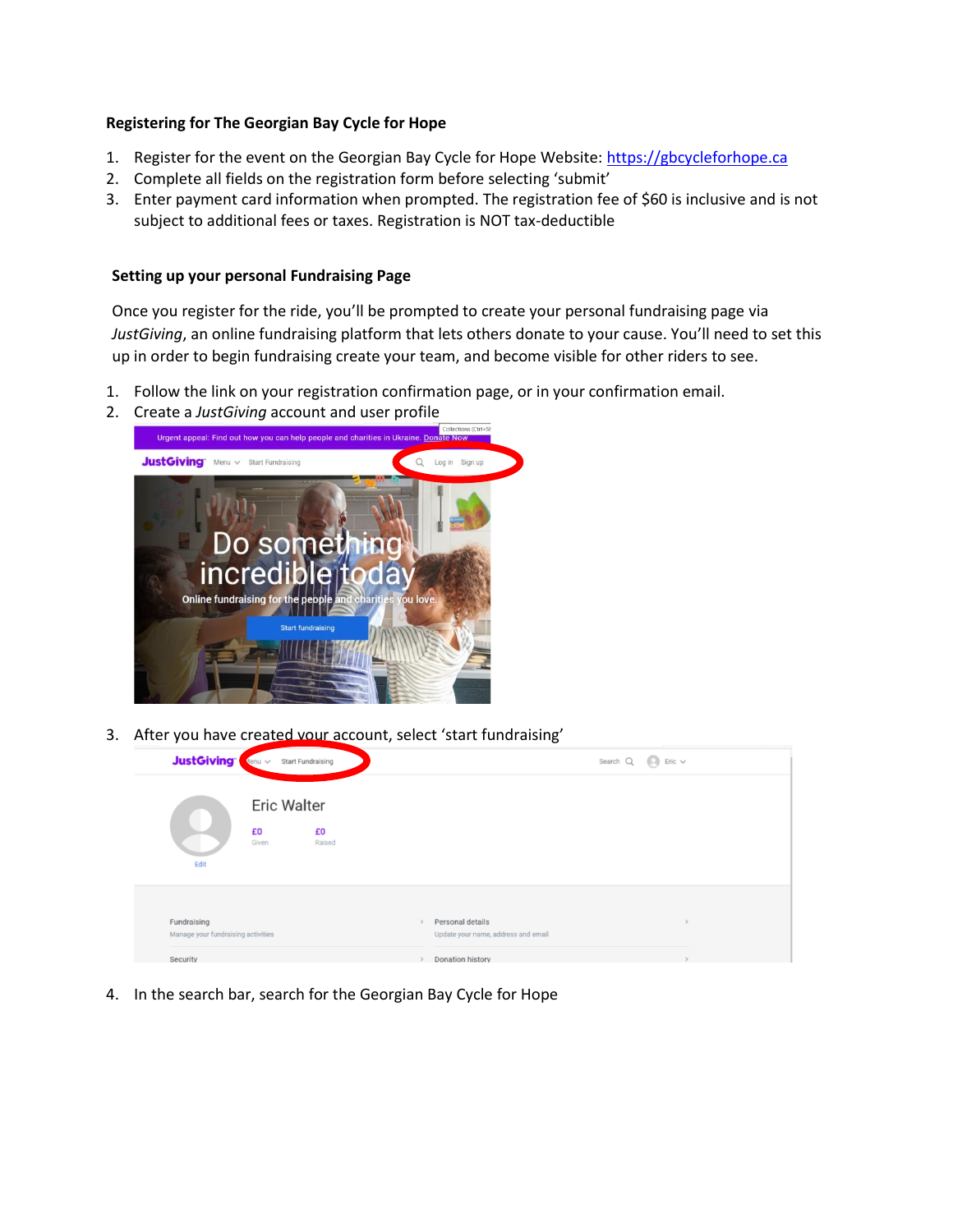**Registering for The Georgian Bay Cycle for Hope**

1. Register for the event on the Georgian Bay Cycle for Hope Website: [https://gbcycleforhope.ca](https://gbcycleforhope.ca)
2. Complete all fields on the registration form before selecting 'submit'
3. Enter payment card information when prompted. The registration fee of $60 is inclusive and is not subject to additional fees or taxes. Registration is NOT tax-deductible

**Setting up your personal Fundraising Page**

Once you register for the ride, you'll be prompted to create your personal fundraising page via *JustGiving*, an online fundraising platform that lets others donate to your cause. You'll need to set this up in order to begin fundraising create your team, and become visible for other riders to see.

1. Follow the link on your registration confirmation page, or in your confirmation email.
2. Create a *JustGiving* account and user profile
3. After you have created your account, select 'start fundraising'
4. In the search bar, search for the Georgian Bay Cycle for Hope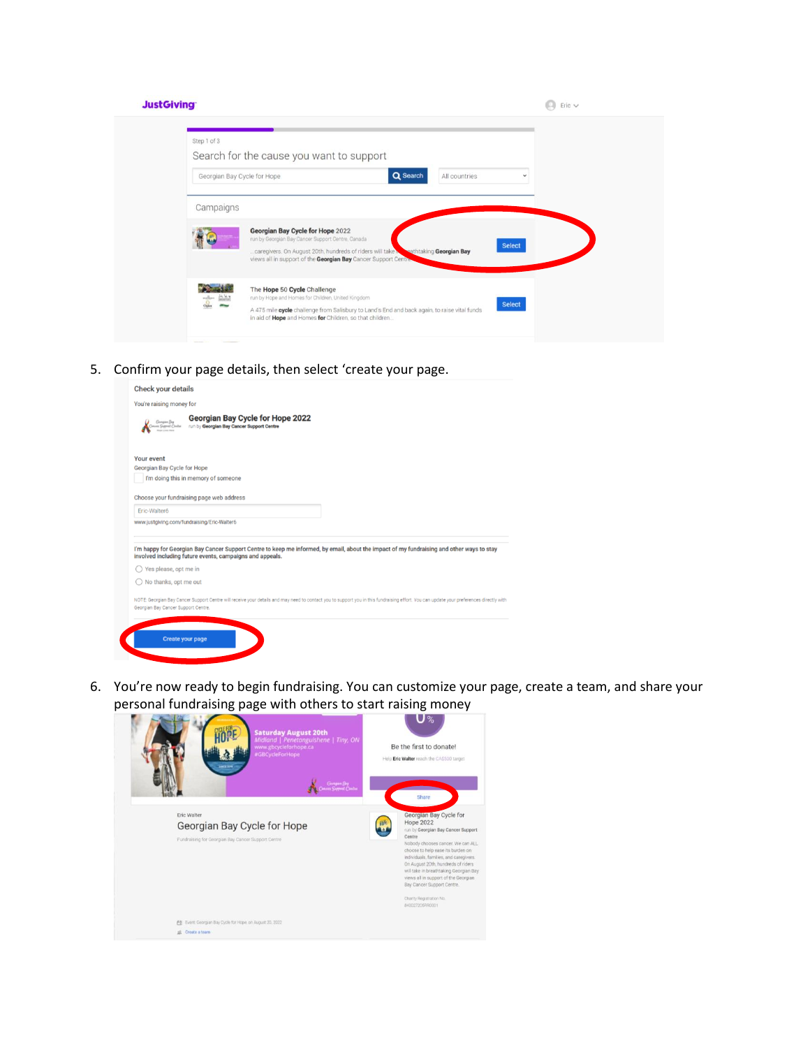5. Confirm your page details, then select 'create your page.

6. You're now ready to begin fundraising. You can customize your page, create a team, and share your personal fundraising page with others to start raising money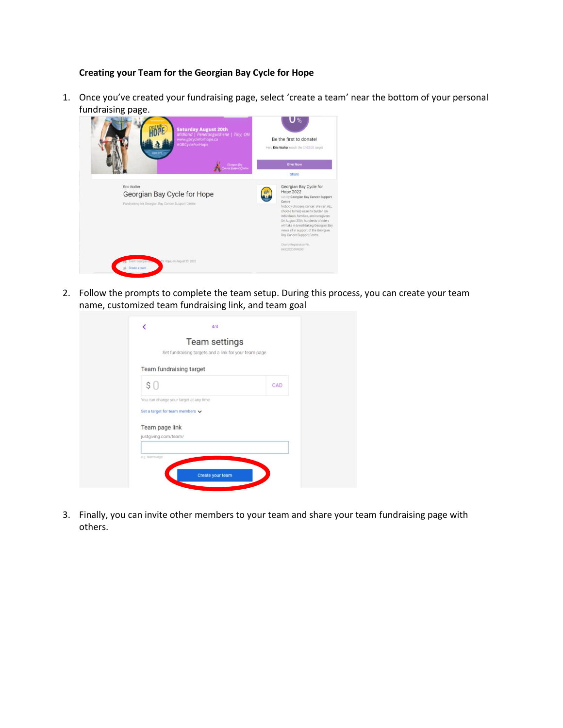**Creating your Team for the Georgian Bay Cycle for Hope**

1. Once you've created your fundraising page, select 'create a team' near the bottom of your personal fundraising page.

2. Follow the prompts to complete the team setup. During this process, you can create your team name, customized team fundraising link, and team goal

3. Finally, you can invite other members to your team and share your team fundraising page with others.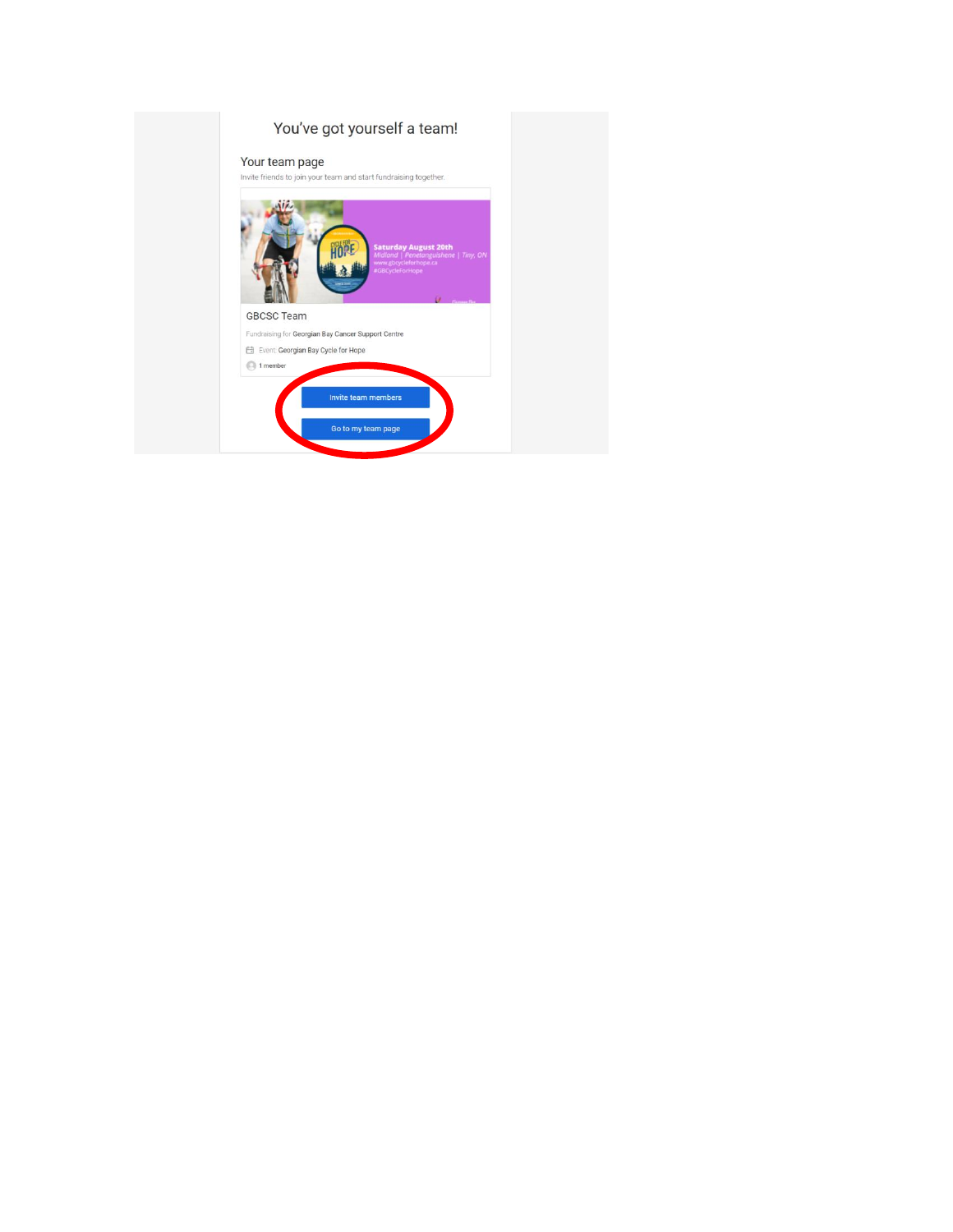# You've got yourself a team!

## Your team page

Invite friends to join your team and start fundraising together.

GBCSC Team

Fundraising for Georgian Bay Cancer Support Centre

Event: Georgian Bay Cycle for Hope

1 member

Invite team members

Go to my team page